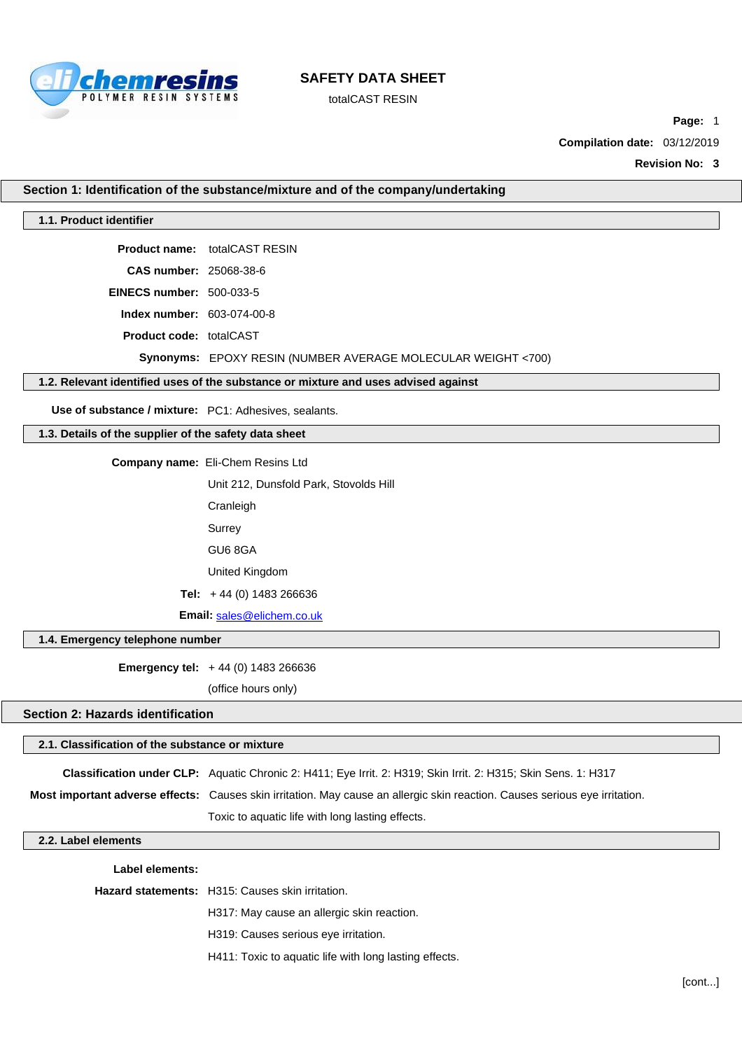# SAFETY DATA SHEET

totalCAST RESIN

**Page:** 1

**Compilation date:** 03/12/2019

**Revision No:** 3

## Section 1: Identification of the substance/mixture and of the company/undertaking

### 1.1. Product identifier

**Product name:** totalCAST RESIN

**CAS number:** 25068-38-6

**EINECS number:** 500-033-5

**Index number:** 603-074-00-8

**Product code:** totalCAST

**Synonyms:** EPOXY RESIN (NUMBER AVERAGE MOLECULAR WEIGHT <700)

### 1.2. Relevant identified uses of the substance or mixture and uses advised against

**Use of substance / mixture:** PC1: Adhesives, sealants.

### 1.3. Details of the supplier of the safety data sheet

**Company name:** Eli-Chem Resins Ltd

Unit 212, Dunsfold Park, Stovolds Hill

Cranleigh

Surrey

GU6 8GA

United Kingdom

**Tel:** + 44 (0) 1483 266636

**Email:** sales@elichem.co.uk

### 1.4. Emergency telephone number

**Emergency tel:** + 44 (0) 1483 266636

(office hours only)

## Section 2: Hazards identification

### 2.1. Classification of the substance or mixture

**Classification under CLP:** Aquatic Chronic 2: H411; Eye Irrit. 2: H319; Skin Irrit. 2: H315; Skin Sens. 1: H317

**Most important adverse effects:** Causes skin irritation. May cause an allergic skin reaction. Causes serious eye irritation.

Toxic to aquatic life with long lasting effects.

### 2.2. Label elements

**Label elements:**

**Hazard statements:** H315: Causes skin irritation.

H317: May cause an allergic skin reaction.

H319: Causes serious eye irritation.

H411: Toxic to aquatic life with long lasting effects.

[cont...]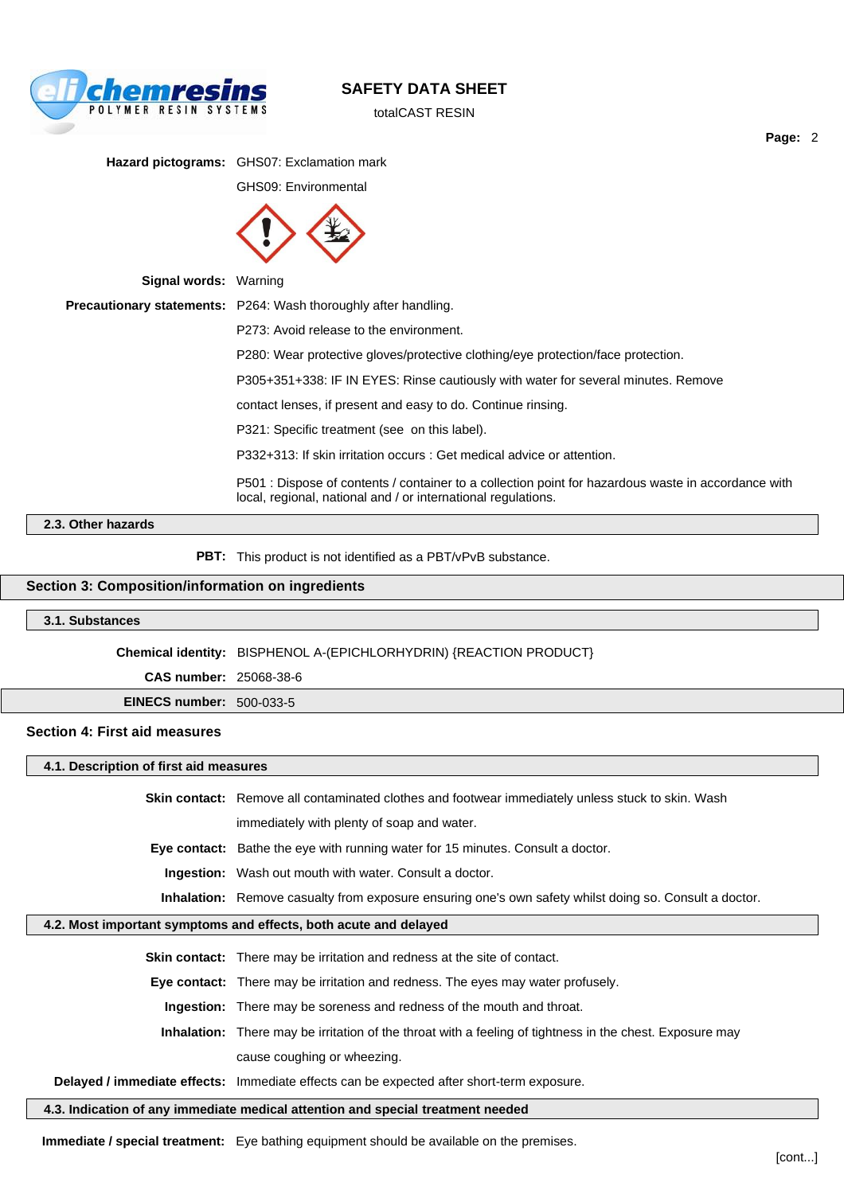**Hazard pictograms:** GHS07: Exclamation mark

GHS09: Environmental

**Signal words:** Warning

**Precautionary statements:** P264: Wash thoroughly after handling.

P273: Avoid release to the environment.

P280: Wear protective gloves/protective clothing/eye protection/face protection.

P305+351+338: IF IN EYES: Rinse cautiously with water for several minutes. Remove contact lenses, if present and easy to do. Continue rinsing.

P321: Specific treatment (see  on this label).

P332+313: If skin irritation occurs : Get medical advice or attention.

P501 : Dispose of contents / container to a collection point for hazardous waste in accordance with local, regional, national and / or international regulations.

### 2.3. Other hazards

**PBT:** This product is not identified as a PBT/vPvB substance.

## Section 3: Composition/information on ingredients

### 3.1. Substances

**Chemical identity:** BISPHENOL A-(EPICHLORHYDRIN) {REACTION PRODUCT}

**CAS number:** 25068-38-6

**EINECS number:** 500-033-5

## Section 4: First aid measures

### 4.1. Description of first aid measures

**Skin contact:** Remove all contaminated clothes and footwear immediately unless stuck to skin. Wash immediately with plenty of soap and water.

**Eye contact:** Bathe the eye with running water for 15 minutes. Consult a doctor.

**Ingestion:** Wash out mouth with water. Consult a doctor.

**Inhalation:** Remove casualty from exposure ensuring one's own safety whilst doing so. Consult a doctor.

### 4.2. Most important symptoms and effects, both acute and delayed

**Skin contact:** There may be irritation and redness at the site of contact.

**Eye contact:** There may be irritation and redness. The eyes may water profusely.

**Ingestion:** There may be soreness and redness of the mouth and throat.

**Inhalation:** There may be irritation of the throat with a feeling of tightness in the chest. Exposure may cause coughing or wheezing.

**Delayed / immediate effects:** Immediate effects can be expected after short-term exposure.

### 4.3. Indication of any immediate medical attention and special treatment needed

**Immediate / special treatment:** Eye bathing equipment should be available on the premises.

[cont...]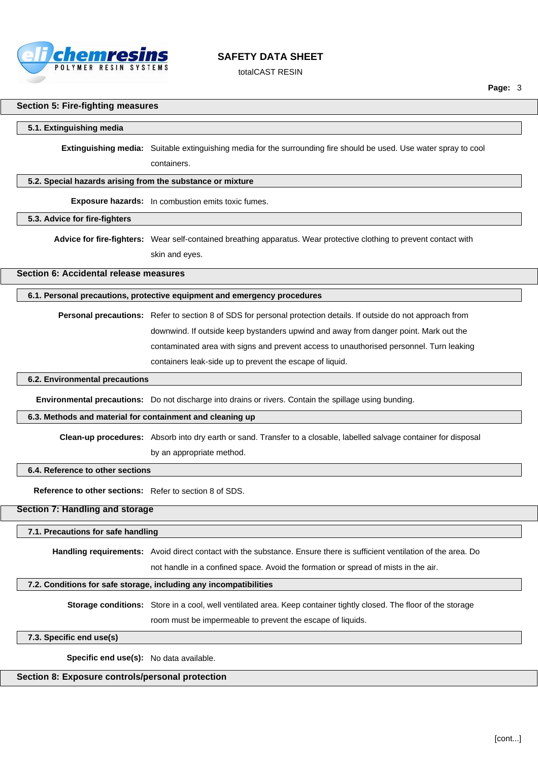## Section 5: Fire-fighting measures

### 5.1. Extinguishing media

**Extinguishing media:** Suitable extinguishing media for the surrounding fire should be used. Use water spray to cool containers.

### 5.2. Special hazards arising from the substance or mixture

**Exposure hazards:** In combustion emits toxic fumes.

### 5.3. Advice for fire-fighters

**Advice for fire-fighters:** Wear self-contained breathing apparatus. Wear protective clothing to prevent contact with skin and eyes.

## Section 6: Accidental release measures

### 6.1. Personal precautions, protective equipment and emergency procedures

**Personal precautions:** Refer to section 8 of SDS for personal protection details. If outside do not approach from downwind. If outside keep bystanders upwind and away from danger point. Mark out the contaminated area with signs and prevent access to unauthorised personnel. Turn leaking containers leak-side up to prevent the escape of liquid.

### 6.2. Environmental precautions

**Environmental precautions:** Do not discharge into drains or rivers. Contain the spillage using bunding.

### 6.3. Methods and material for containment and cleaning up

**Clean-up procedures:** Absorb into dry earth or sand. Transfer to a closable, labelled salvage container for disposal by an appropriate method.

### 6.4. Reference to other sections

**Reference to other sections:** Refer to section 8 of SDS.

## Section 7: Handling and storage

### 7.1. Precautions for safe handling

**Handling requirements:** Avoid direct contact with the substance. Ensure there is sufficient ventilation of the area. Do not handle in a confined space. Avoid the formation or spread of mists in the air.

### 7.2. Conditions for safe storage, including any incompatibilities

**Storage conditions:** Store in a cool, well ventilated area. Keep container tightly closed. The floor of the storage room must be impermeable to prevent the escape of liquids.

### 7.3. Specific end use(s)

**Specific end use(s):** No data available.

## Section 8: Exposure controls/personal protection

[cont...]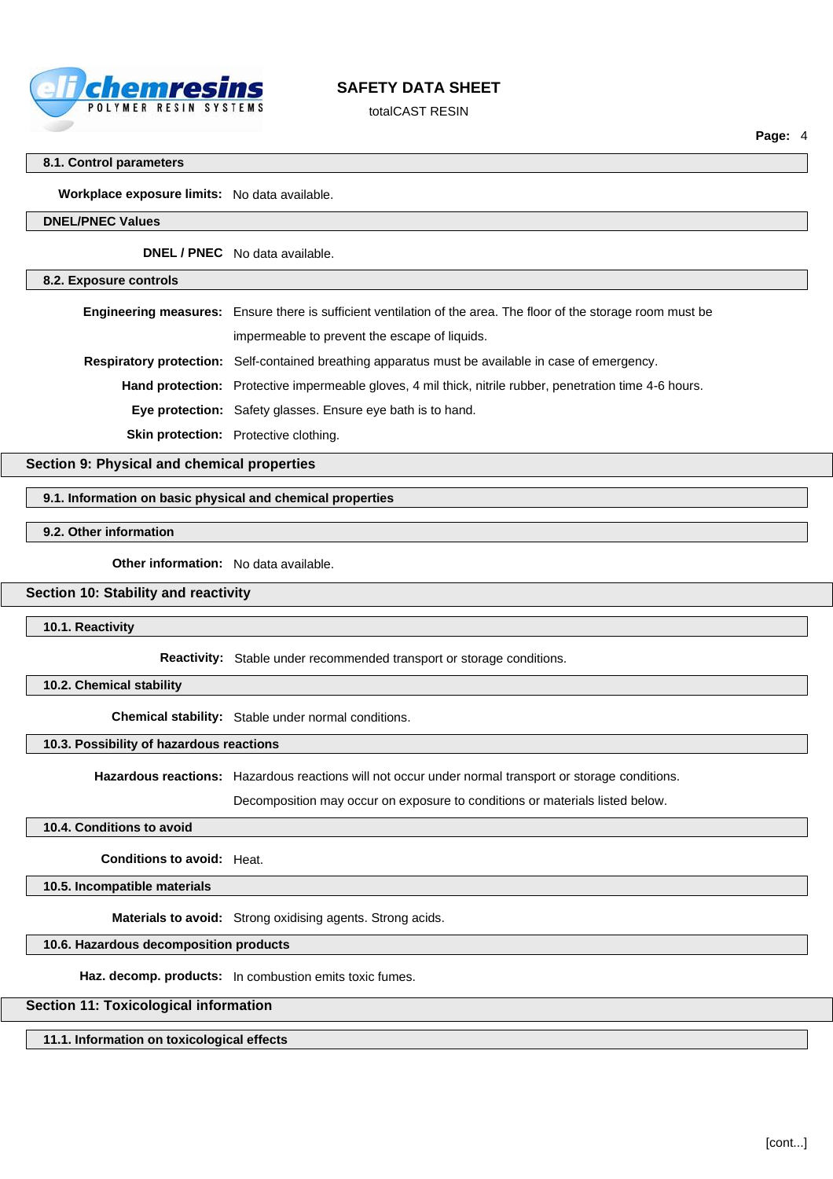### 8.1. Control parameters

**Workplace exposure limits:** No data available.

### DNEL/PNEC Values

**DNEL / PNEC** No data available.

### 8.2. Exposure controls

**Engineering measures:** Ensure there is sufficient ventilation of the area. The floor of the storage room must be impermeable to prevent the escape of liquids.

**Respiratory protection:** Self-contained breathing apparatus must be available in case of emergency.

**Hand protection:** Protective impermeable gloves, 4 mil thick, nitrile rubber, penetration time 4-6 hours.

**Eye protection:** Safety glasses. Ensure eye bath is to hand.

**Skin protection:** Protective clothing.

## Section 9: Physical and chemical properties

### 9.1. Information on basic physical and chemical properties

### 9.2. Other information

**Other information:** No data available.

## Section 10: Stability and reactivity

### 10.1. Reactivity

**Reactivity:** Stable under recommended transport or storage conditions.

### 10.2. Chemical stability

**Chemical stability:** Stable under normal conditions.

### 10.3. Possibility of hazardous reactions

**Hazardous reactions:** Hazardous reactions will not occur under normal transport or storage conditions. Decomposition may occur on exposure to conditions or materials listed below.

### 10.4. Conditions to avoid

**Conditions to avoid:** Heat.

### 10.5. Incompatible materials

**Materials to avoid:** Strong oxidising agents. Strong acids.

### 10.6. Hazardous decomposition products

**Haz. decomp. products:** In combustion emits toxic fumes.

## Section 11: Toxicological information

### 11.1. Information on toxicological effects

[cont...]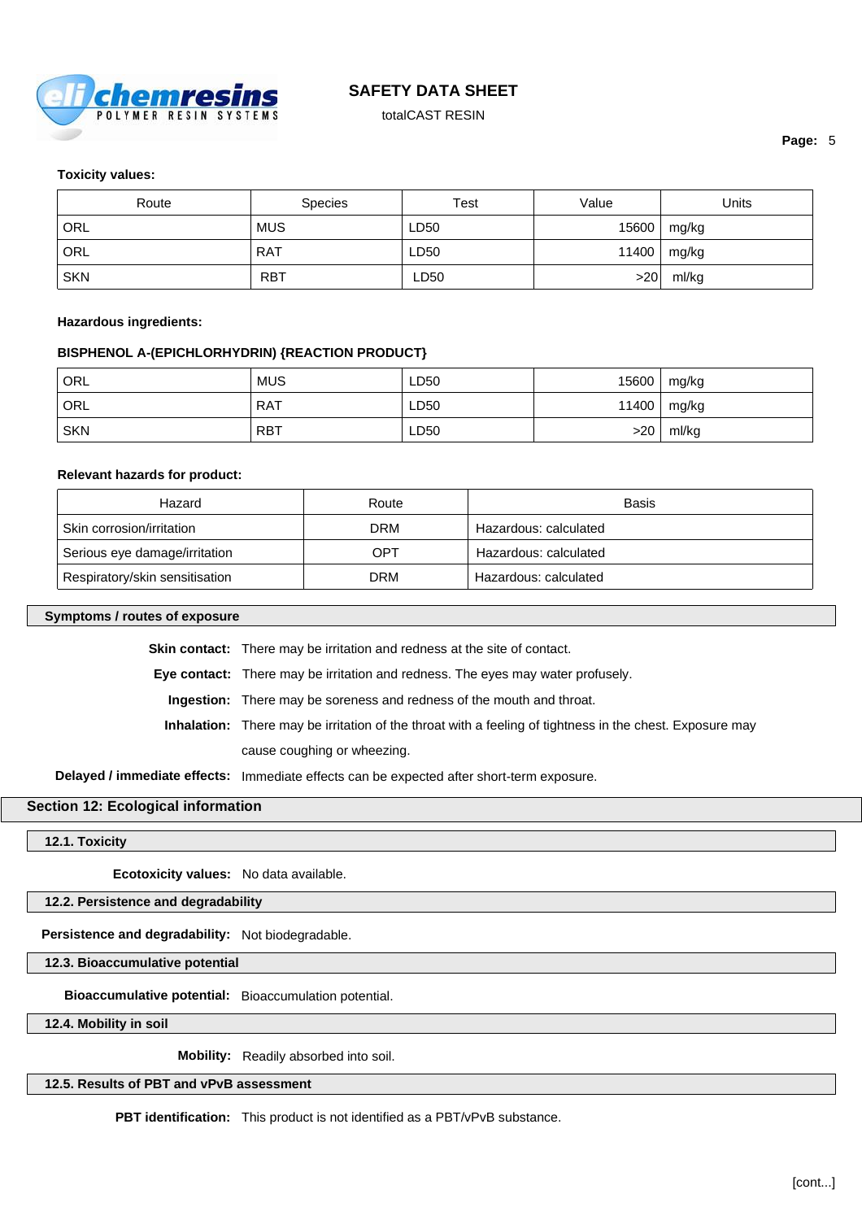**Toxicity values:**

| Route | Species | Test | Value | Units |
|---|---|---|---|---|
| ORL | MUS | LD50 | 15600 | mg/kg |
| ORL | RAT | LD50 | 11400 | mg/kg |
| SKN | RBT | LD50 | >20 | ml/kg |

**Hazardous ingredients:**

**BISPHENOL A-(EPICHLORHYDRIN) {REACTION PRODUCT}**

| | | | | |
|---|---|---|---|---|
| ORL | MUS | LD50 | 15600 | mg/kg |
| ORL | RAT | LD50 | 11400 | mg/kg |
| SKN | RBT | LD50 | >20 | ml/kg |

**Relevant hazards for product:**

| Hazard | Route | Basis |
|---|---|---|
| Skin corrosion/irritation | DRM | Hazardous: calculated |
| Serious eye damage/irritation | OPT | Hazardous: calculated |
| Respiratory/skin sensitisation | DRM | Hazardous: calculated |

### Symptoms / routes of exposure

**Skin contact:** There may be irritation and redness at the site of contact.

**Eye contact:** There may be irritation and redness. The eyes may water profusely.

**Ingestion:** There may be soreness and redness of the mouth and throat.

**Inhalation:** There may be irritation of the throat with a feeling of tightness in the chest. Exposure may cause coughing or wheezing.

**Delayed / immediate effects:** Immediate effects can be expected after short-term exposure.

## Section 12: Ecological information

### 12.1. Toxicity

**Ecotoxicity values:** No data available.

### 12.2. Persistence and degradability

**Persistence and degradability:** Not biodegradable.

### 12.3. Bioaccumulative potential

**Bioaccumulative potential:** Bioaccumulation potential.

### 12.4. Mobility in soil

**Mobility:** Readily absorbed into soil.

### 12.5. Results of PBT and vPvB assessment

**PBT identification:** This product is not identified as a PBT/vPvB substance.

[cont...]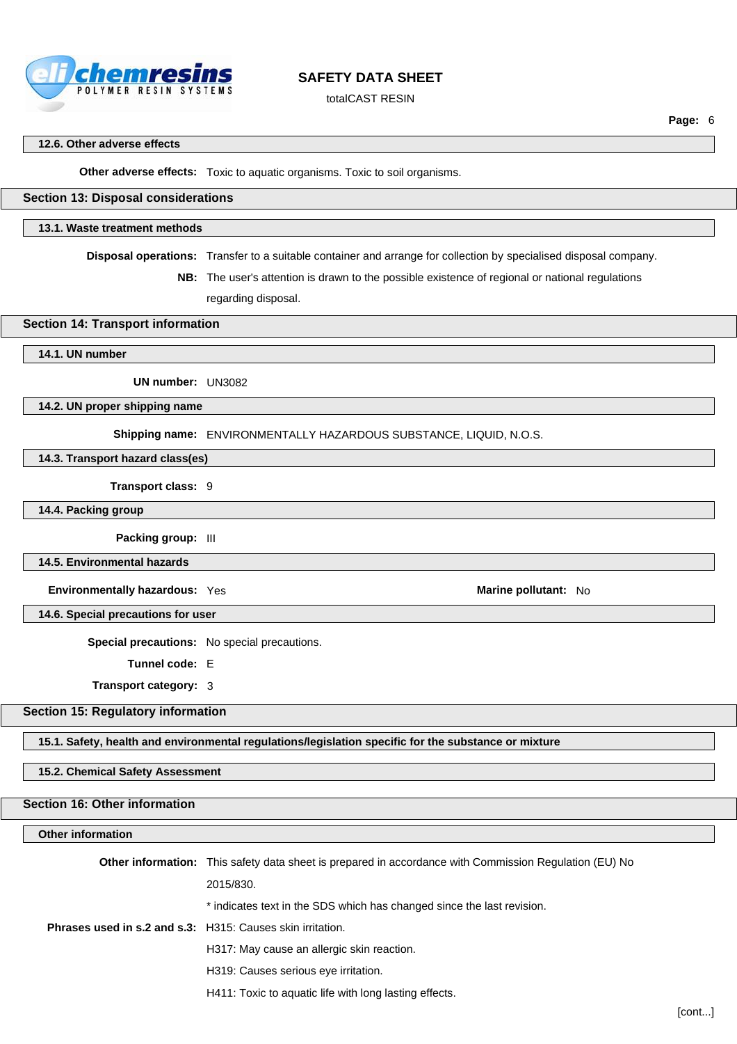### 12.6. Other adverse effects

**Other adverse effects:** Toxic to aquatic organisms. Toxic to soil organisms.

## Section 13: Disposal considerations

### 13.1. Waste treatment methods

**Disposal operations:** Transfer to a suitable container and arrange for collection by specialised disposal company.

**NB:** The user's attention is drawn to the possible existence of regional or national regulations regarding disposal.

## Section 14: Transport information

### 14.1. UN number

**UN number:** UN3082

### 14.2. UN proper shipping name

**Shipping name:** ENVIRONMENTALLY HAZARDOUS SUBSTANCE, LIQUID, N.O.S.

### 14.3. Transport hazard class(es)

**Transport class:** 9

### 14.4. Packing group

**Packing group:** III

### 14.5. Environmental hazards

**Environmentally hazardous:** Yes

**Marine pollutant:** No

### 14.6. Special precautions for user

**Special precautions:** No special precautions.

**Tunnel code:** E

**Transport category:** 3

## Section 15: Regulatory information

### 15.1. Safety, health and environmental regulations/legislation specific for the substance or mixture

### 15.2. Chemical Safety Assessment

## Section 16: Other information

### Other information

**Other information:** This safety data sheet is prepared in accordance with Commission Regulation (EU) No 2015/830.

* indicates text in the SDS which has changed since the last revision.

**Phrases used in s.2 and s.3:** H315: Causes skin irritation.

H317: May cause an allergic skin reaction.

H319: Causes serious eye irritation.

H411: Toxic to aquatic life with long lasting effects.

[cont...]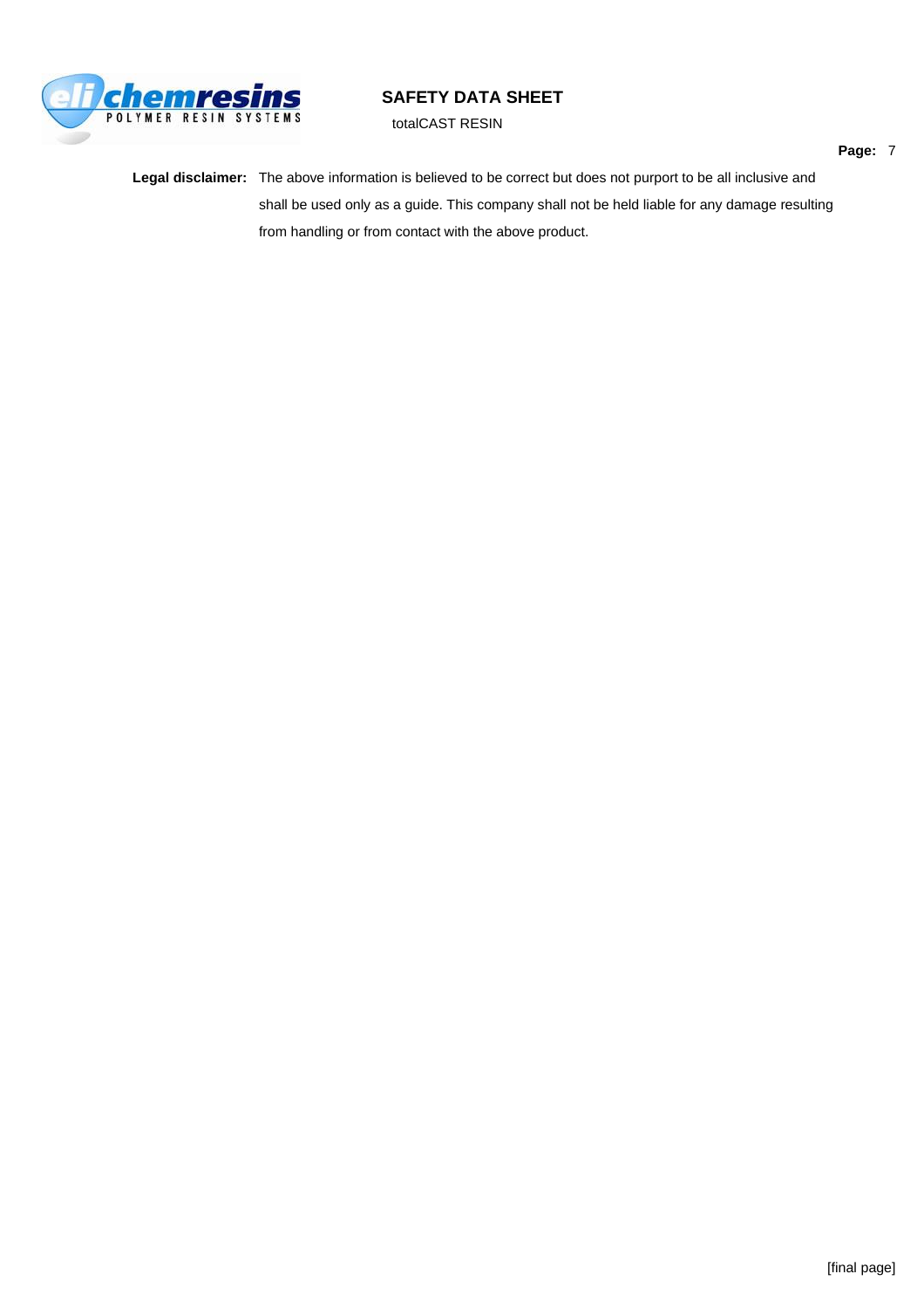**Legal disclaimer:** The above information is believed to be correct but does not purport to be all inclusive and shall be used only as a guide. This company shall not be held liable for any damage resulting from handling or from contact with the above product.

[final page]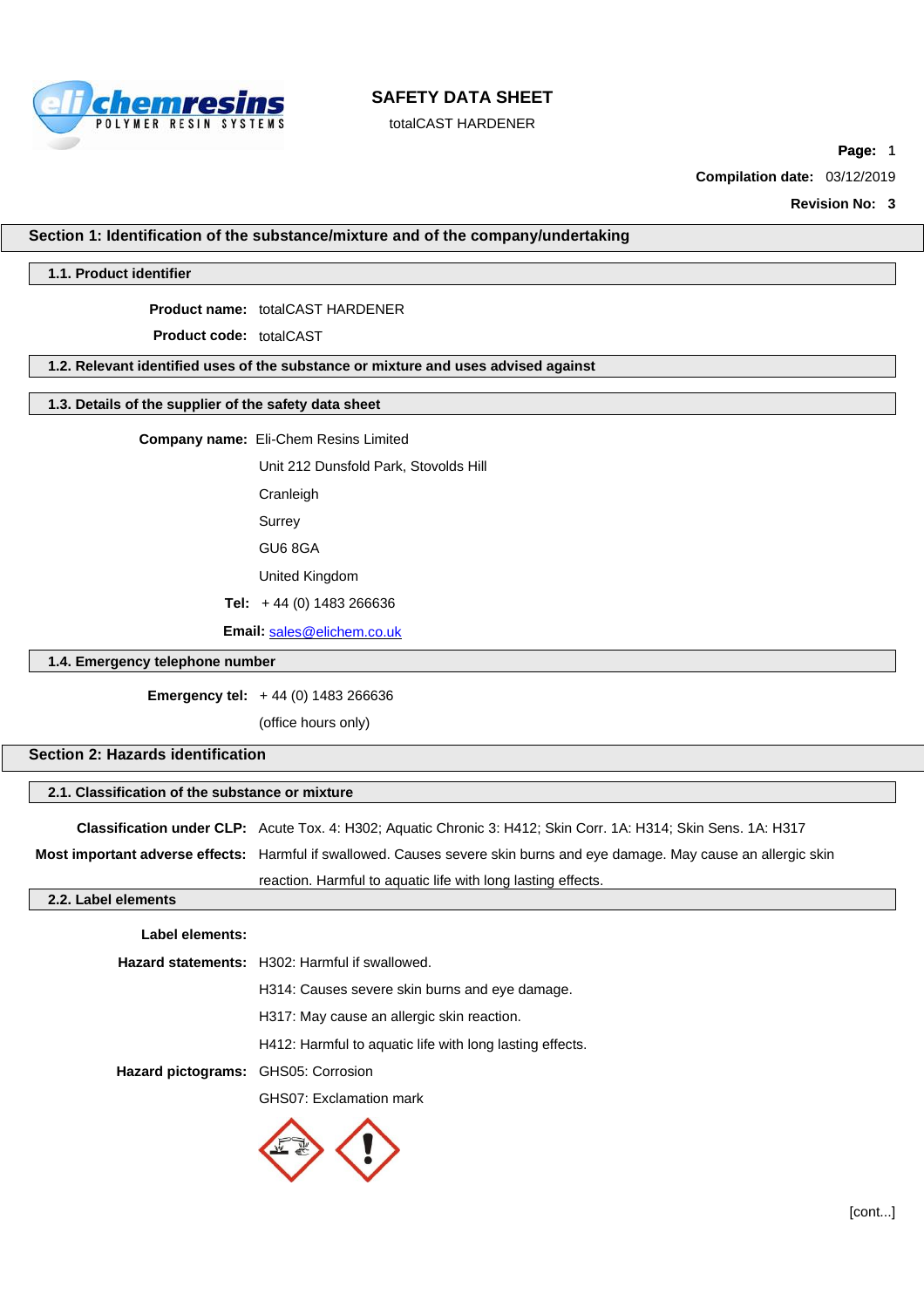# SAFETY DATA SHEET

totalCAST HARDENER

**Compilation date:** 03/12/2019

**Revision No:** 3

## Section 1: Identification of the substance/mixture and of the company/undertaking

### 1.1. Product identifier

**Product name:** totalCAST HARDENER

**Product code:** totalCAST

### 1.2. Relevant identified uses of the substance or mixture and uses advised against

### 1.3. Details of the supplier of the safety data sheet

**Company name:** Eli-Chem Resins Limited

Unit 212 Dunsfold Park, Stovolds Hill

Cranleigh

Surrey

GU6 8GA

United Kingdom

**Tel:** + 44 (0) 1483 266636

**Email:** sales@elichem.co.uk

### 1.4. Emergency telephone number

**Emergency tel:** + 44 (0) 1483 266636

(office hours only)

## Section 2: Hazards identification

### 2.1. Classification of the substance or mixture

**Classification under CLP:** Acute Tox. 4: H302; Aquatic Chronic 3: H412; Skin Corr. 1A: H314; Skin Sens. 1A: H317

**Most important adverse effects:** Harmful if swallowed. Causes severe skin burns and eye damage. May cause an allergic skin reaction. Harmful to aquatic life with long lasting effects.

### 2.2. Label elements

**Label elements:**

**Hazard statements:** H302: Harmful if swallowed.

H314: Causes severe skin burns and eye damage.

H317: May cause an allergic skin reaction.

H412: Harmful to aquatic life with long lasting effects.

**Hazard pictograms:** GHS05: Corrosion

GHS07: Exclamation mark

[cont...]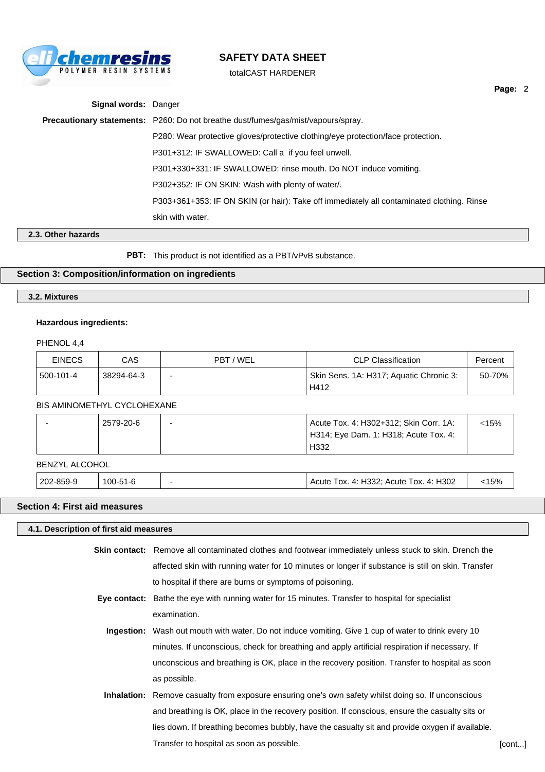**Signal words:** Danger

**Precautionary statements:** P260: Do not breathe dust/fumes/gas/mist/vapours/spray.

P280: Wear protective gloves/protective clothing/eye protection/face protection.

P301+312: IF SWALLOWED: Call a  if you feel unwell.

P301+330+331: IF SWALLOWED: rinse mouth. Do NOT induce vomiting.

P302+352: IF ON SKIN: Wash with plenty of water/.

P303+361+353: IF ON SKIN (or hair): Take off immediately all contaminated clothing. Rinse skin with water.

### 2.3. Other hazards

**PBT:** This product is not identified as a PBT/vPvB substance.

## Section 3: Composition/information on ingredients

### 3.2. Mixtures

**Hazardous ingredients:**

PHENOL 4,4

| EINECS | CAS | PBT / WEL | CLP Classification | Percent |
|---|---|---|---|---|
| 500-101-4 | 38294-64-3 | - | Skin Sens. 1A: H317; Aquatic Chronic 3: H412 | 50-70% |

BIS AMINOMETHYL CYCLOHEXANE

| EINECS | CAS | PBT / WEL | CLP Classification | Percent |
|---|---|---|---|---|
| - | 2579-20-6 | - | Acute Tox. 4: H302+312; Skin Corr. 1A: H314; Eye Dam. 1: H318; Acute Tox. 4: H332 | <15% |

BENZYL ALCOHOL

| EINECS | CAS | PBT / WEL | CLP Classification | Percent |
|---|---|---|---|---|
| 202-859-9 | 100-51-6 | - | Acute Tox. 4: H332; Acute Tox. 4: H302 | <15% |

## Section 4: First aid measures

### 4.1. Description of first aid measures

**Skin contact:** Remove all contaminated clothes and footwear immediately unless stuck to skin. Drench the affected skin with running water for 10 minutes or longer if substance is still on skin. Transfer to hospital if there are burns or symptoms of poisoning.

**Eye contact:** Bathe the eye with running water for 15 minutes. Transfer to hospital for specialist examination.

**Ingestion:** Wash out mouth with water. Do not induce vomiting. Give 1 cup of water to drink every 10 minutes. If unconscious, check for breathing and apply artificial respiration if necessary. If unconscious and breathing is OK, place in the recovery position. Transfer to hospital as soon as possible.

**Inhalation:** Remove casualty from exposure ensuring one's own safety whilst doing so. If unconscious and breathing is OK, place in the recovery position. If conscious, ensure the casualty sits or lies down. If breathing becomes bubbly, have the casualty sit and provide oxygen if available. Transfer to hospital as soon as possible.

[cont...]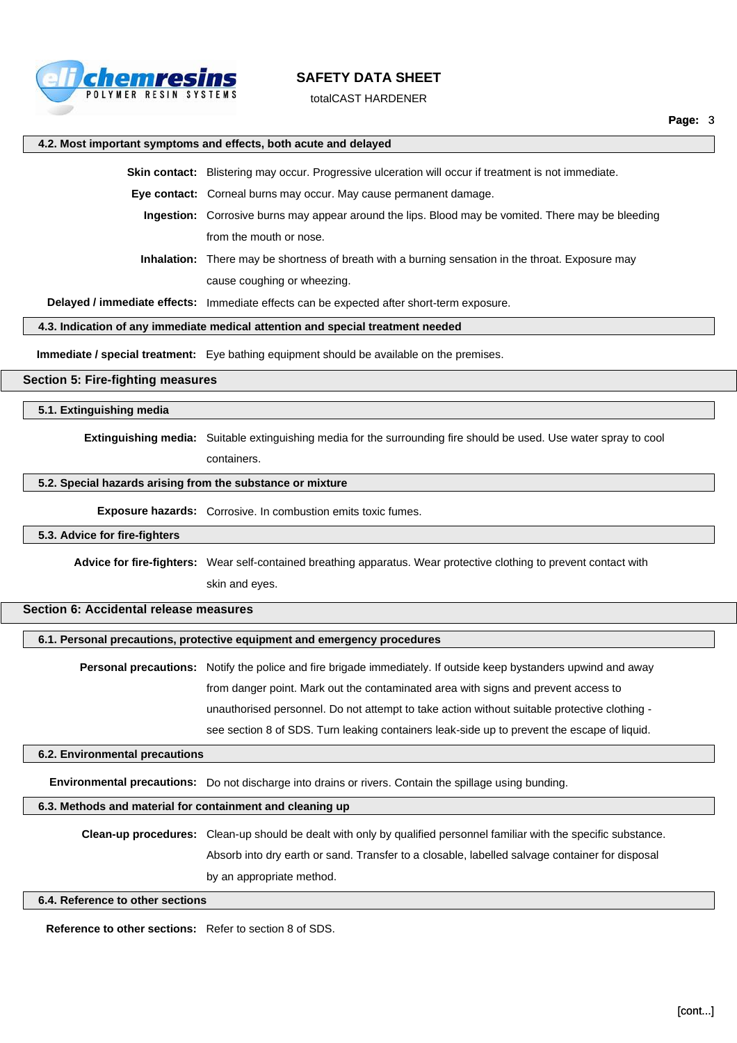### 4.2. Most important symptoms and effects, both acute and delayed

**Skin contact:** Blistering may occur. Progressive ulceration will occur if treatment is not immediate.

**Eye contact:** Corneal burns may occur. May cause permanent damage.

**Ingestion:** Corrosive burns may appear around the lips. Blood may be vomited. There may be bleeding from the mouth or nose.

**Inhalation:** There may be shortness of breath with a burning sensation in the throat. Exposure may cause coughing or wheezing.

**Delayed / immediate effects:** Immediate effects can be expected after short-term exposure.

### 4.3. Indication of any immediate medical attention and special treatment needed

**Immediate / special treatment:** Eye bathing equipment should be available on the premises.

## Section 5: Fire-fighting measures

### 5.1. Extinguishing media

**Extinguishing media:** Suitable extinguishing media for the surrounding fire should be used. Use water spray to cool containers.

### 5.2. Special hazards arising from the substance or mixture

**Exposure hazards:** Corrosive. In combustion emits toxic fumes.

### 5.3. Advice for fire-fighters

**Advice for fire-fighters:** Wear self-contained breathing apparatus. Wear protective clothing to prevent contact with skin and eyes.

## Section 6: Accidental release measures

### 6.1. Personal precautions, protective equipment and emergency procedures

**Personal precautions:** Notify the police and fire brigade immediately. If outside keep bystanders upwind and away from danger point. Mark out the contaminated area with signs and prevent access to unauthorised personnel. Do not attempt to take action without suitable protective clothing - see section 8 of SDS. Turn leaking containers leak-side up to prevent the escape of liquid.

### 6.2. Environmental precautions

**Environmental precautions:** Do not discharge into drains or rivers. Contain the spillage using bunding.

### 6.3. Methods and material for containment and cleaning up

**Clean-up procedures:** Clean-up should be dealt with only by qualified personnel familiar with the specific substance. Absorb into dry earth or sand. Transfer to a closable, labelled salvage container for disposal by an appropriate method.

### 6.4. Reference to other sections

**Reference to other sections:** Refer to section 8 of SDS.

[cont...]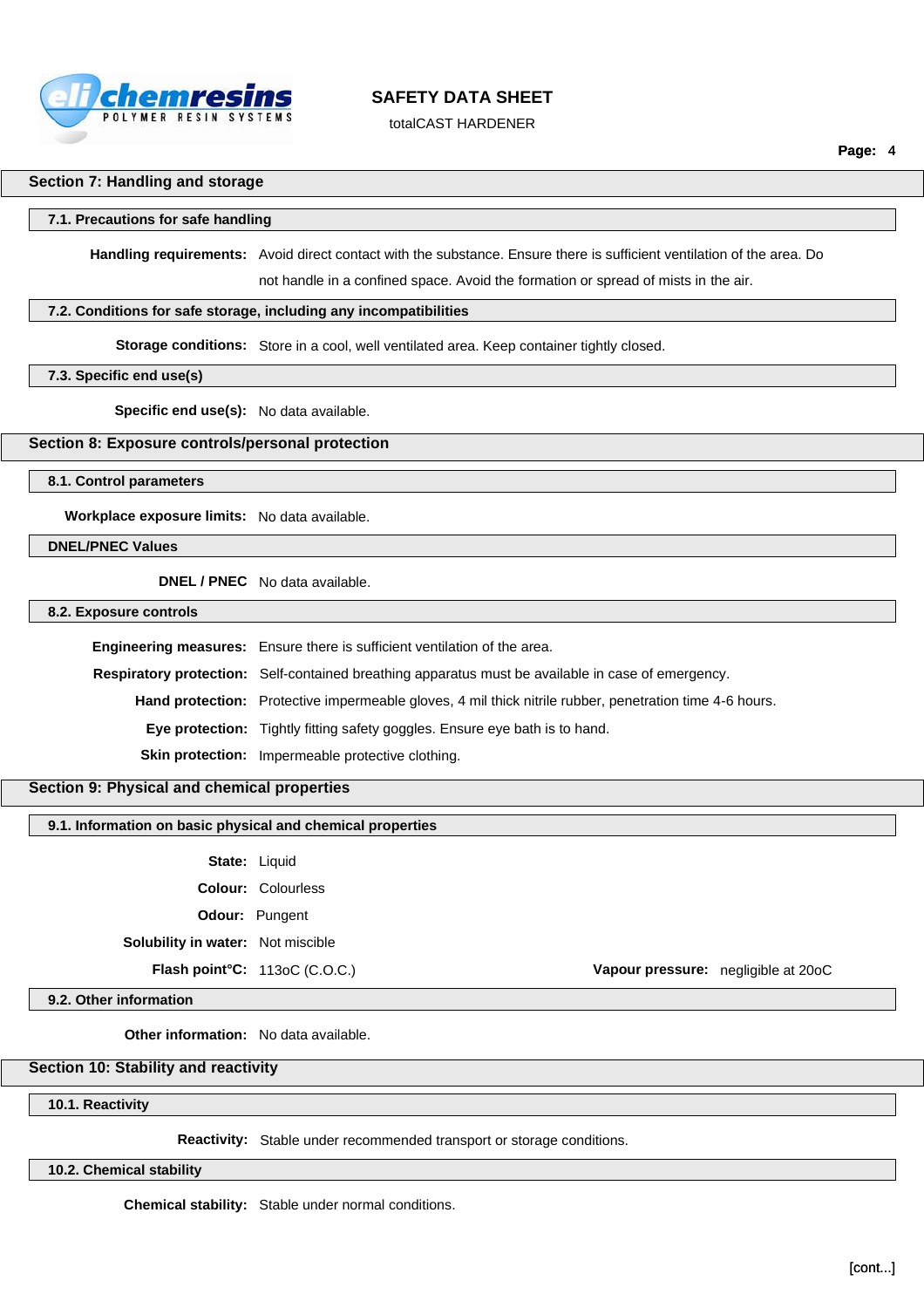## Section 7: Handling and storage

### 7.1. Precautions for safe handling

**Handling requirements:** Avoid direct contact with the substance. Ensure there is sufficient ventilation of the area. Do not handle in a confined space. Avoid the formation or spread of mists in the air.

### 7.2. Conditions for safe storage, including any incompatibilities

**Storage conditions:** Store in a cool, well ventilated area. Keep container tightly closed.

### 7.3. Specific end use(s)

**Specific end use(s):** No data available.

## Section 8: Exposure controls/personal protection

### 8.1. Control parameters

**Workplace exposure limits:** No data available.

### DNEL/PNEC Values

**DNEL / PNEC** No data available.

### 8.2. Exposure controls

**Engineering measures:** Ensure there is sufficient ventilation of the area.

**Respiratory protection:** Self-contained breathing apparatus must be available in case of emergency.

**Hand protection:** Protective impermeable gloves, 4 mil thick nitrile rubber, penetration time 4-6 hours.

**Eye protection:** Tightly fitting safety goggles. Ensure eye bath is to hand.

**Skin protection:** Impermeable protective clothing.

## Section 9: Physical and chemical properties

### 9.1. Information on basic physical and chemical properties

**State:** Liquid

**Colour:** Colourless

**Odour:** Pungent

**Solubility in water:** Not miscible

**Flash point°C:** 113oC (C.O.C.)

**Vapour pressure:** negligible at 20oC

### 9.2. Other information

**Other information:** No data available.

## Section 10: Stability and reactivity

### 10.1. Reactivity

**Reactivity:** Stable under recommended transport or storage conditions.

### 10.2. Chemical stability

**Chemical stability:** Stable under normal conditions.

[cont...]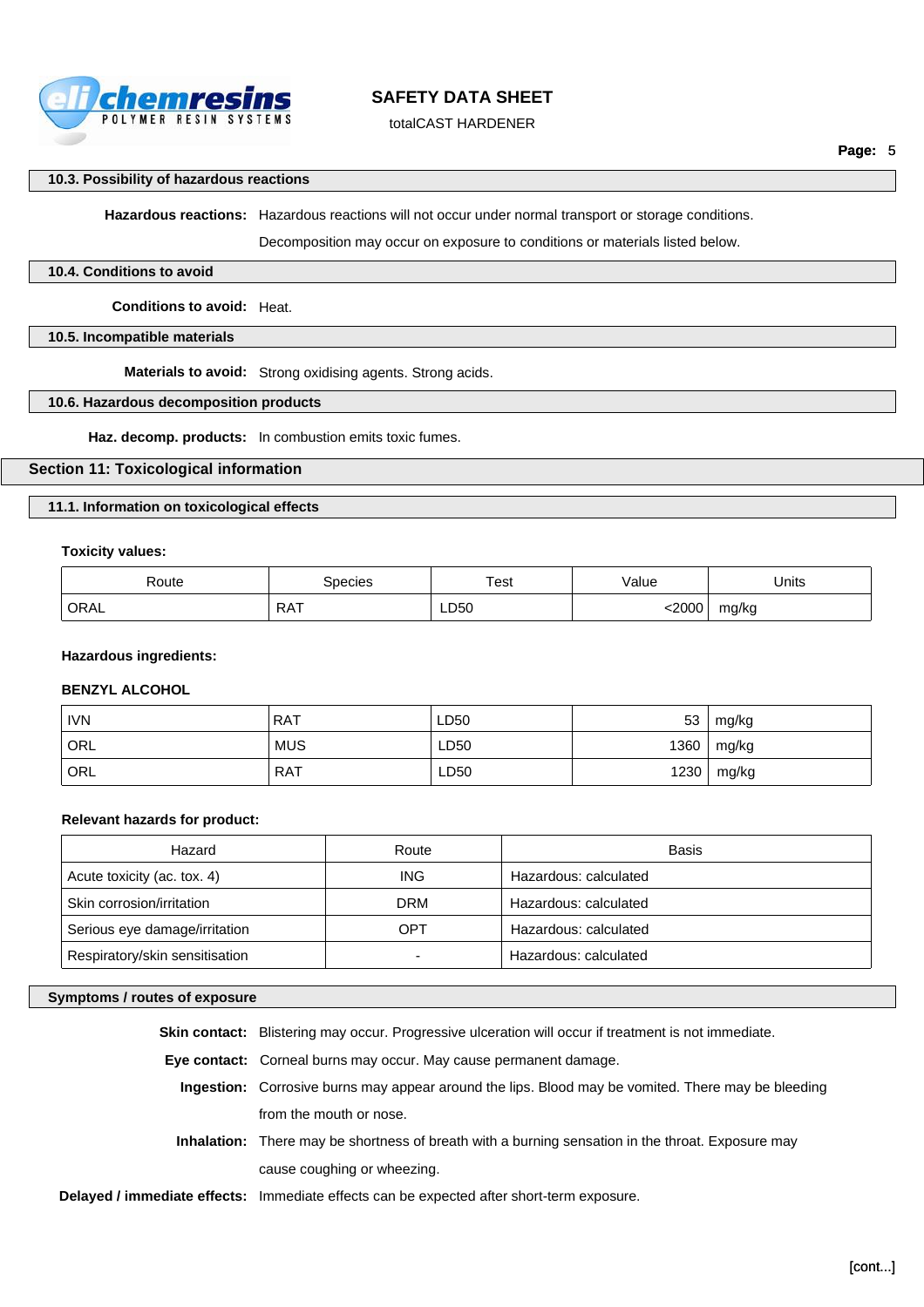### 10.3. Possibility of hazardous reactions

**Hazardous reactions:** Hazardous reactions will not occur under normal transport or storage conditions.

Decomposition may occur on exposure to conditions or materials listed below.

### 10.4. Conditions to avoid

**Conditions to avoid:** Heat.

### 10.5. Incompatible materials

**Materials to avoid:** Strong oxidising agents. Strong acids.

### 10.6. Hazardous decomposition products

**Haz. decomp. products:** In combustion emits toxic fumes.

## Section 11: Toxicological information

### 11.1. Information on toxicological effects

**Toxicity values:**

| Route | Species | Test | Value | Units |
|---|---|---|---|---|
| ORAL | RAT | LD50 | <2000 | mg/kg |

**Hazardous ingredients:**

**BENZYL ALCOHOL**

| | | | | |
|---|---|---|---|---|
| IVN | RAT | LD50 | 53 | mg/kg |
| ORL | MUS | LD50 | 1360 | mg/kg |
| ORL | RAT | LD50 | 1230 | mg/kg |

**Relevant hazards for product:**

| Hazard | Route | Basis |
|---|---|---|
| Acute toxicity (ac. tox. 4) | ING | Hazardous: calculated |
| Skin corrosion/irritation | DRM | Hazardous: calculated |
| Serious eye damage/irritation | OPT | Hazardous: calculated |
| Respiratory/skin sensitisation | - | Hazardous: calculated |

### Symptoms / routes of exposure

**Skin contact:** Blistering may occur. Progressive ulceration will occur if treatment is not immediate.

**Eye contact:** Corneal burns may occur. May cause permanent damage.

**Ingestion:** Corrosive burns may appear around the lips. Blood may be vomited. There may be bleeding from the mouth or nose.

**Inhalation:** There may be shortness of breath with a burning sensation in the throat. Exposure may cause coughing or wheezing.

**Delayed / immediate effects:** Immediate effects can be expected after short-term exposure.

[cont...]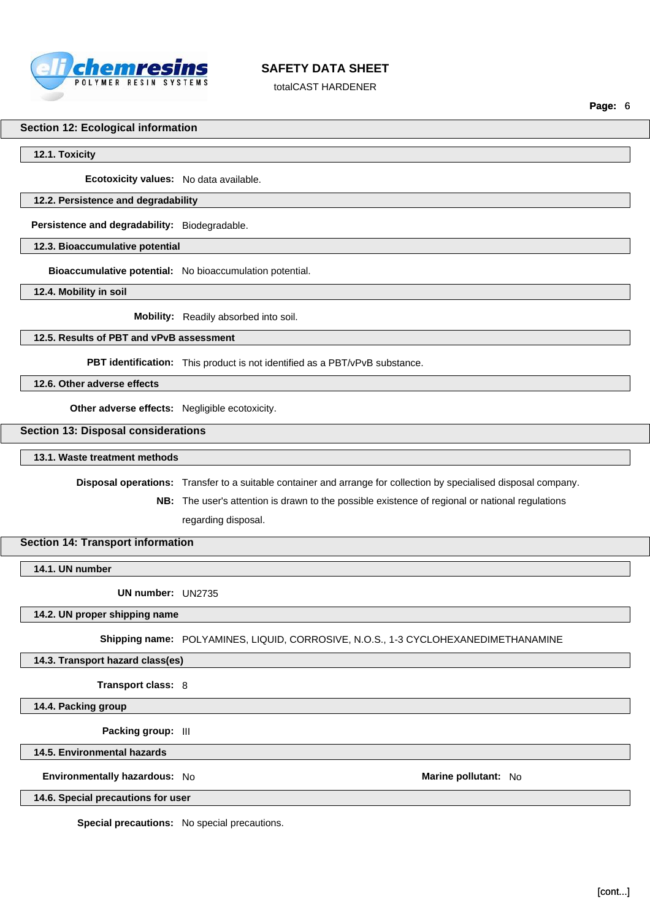## Section 12: Ecological information

### 12.1. Toxicity

**Ecotoxicity values:** No data available.

### 12.2. Persistence and degradability

**Persistence and degradability:** Biodegradable.

### 12.3. Bioaccumulative potential

**Bioaccumulative potential:** No bioaccumulation potential.

### 12.4. Mobility in soil

**Mobility:** Readily absorbed into soil.

### 12.5. Results of PBT and vPvB assessment

**PBT identification:** This product is not identified as a PBT/vPvB substance.

### 12.6. Other adverse effects

**Other adverse effects:** Negligible ecotoxicity.

## Section 13: Disposal considerations

### 13.1. Waste treatment methods

**Disposal operations:** Transfer to a suitable container and arrange for collection by specialised disposal company.

**NB:** The user's attention is drawn to the possible existence of regional or national regulations regarding disposal.

## Section 14: Transport information

### 14.1. UN number

**UN number:** UN2735

### 14.2. UN proper shipping name

**Shipping name:** POLYAMINES, LIQUID, CORROSIVE, N.O.S., 1-3 CYCLOHEXANEDIMETHANAMINE

### 14.3. Transport hazard class(es)

**Transport class:** 8

### 14.4. Packing group

**Packing group:** III

### 14.5. Environmental hazards

**Environmentally hazardous:** No

**Marine pollutant:** No

### 14.6. Special precautions for user

**Special precautions:** No special precautions.

[cont...]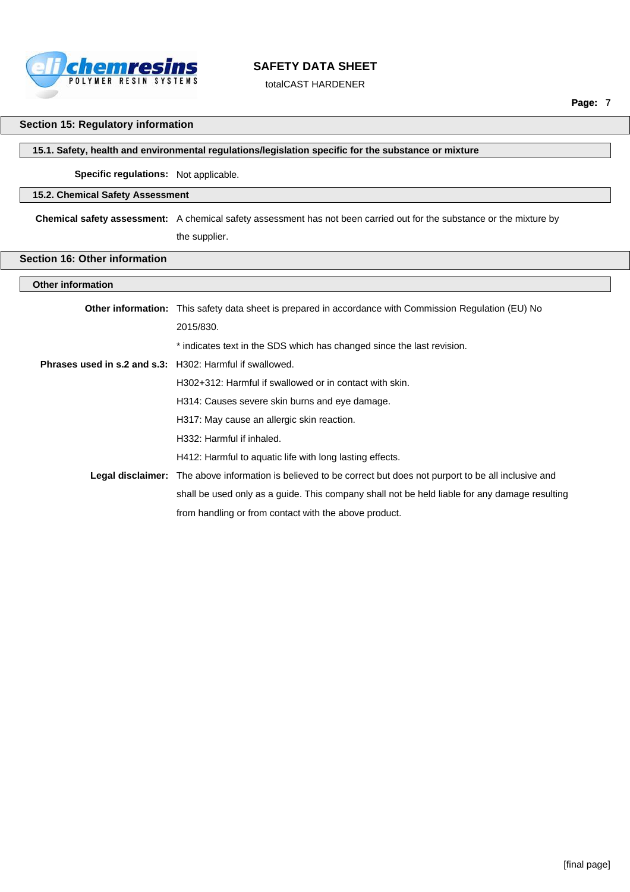## Section 15: Regulatory information

### 15.1. Safety, health and environmental regulations/legislation specific for the substance or mixture

**Specific regulations:** Not applicable.

### 15.2. Chemical Safety Assessment

**Chemical safety assessment:** A chemical safety assessment has not been carried out for the substance or the mixture by the supplier.

## Section 16: Other information

### Other information

**Other information:** This safety data sheet is prepared in accordance with Commission Regulation (EU) No 2015/830.

* indicates text in the SDS which has changed since the last revision.

**Phrases used in s.2 and s.3:** H302: Harmful if swallowed.

H302+312: Harmful if swallowed or in contact with skin.

H314: Causes severe skin burns and eye damage.

H317: May cause an allergic skin reaction.

H332: Harmful if inhaled.

H412: Harmful to aquatic life with long lasting effects.

**Legal disclaimer:** The above information is believed to be correct but does not purport to be all inclusive and shall be used only as a guide. This company shall not be held liable for any damage resulting from handling or from contact with the above product.

[final page]